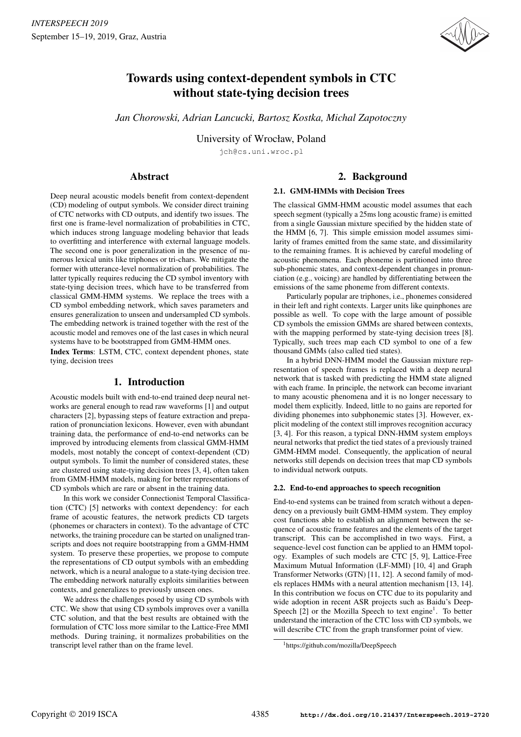# Towards using context-dependent symbols in CTC without state-tying decision trees

*Jan Chorowski, Adrian Lancucki, Bartosz Kostka, Michal Zapotoczny*

University of Wrocław, Poland

jch@cs.uni.wroc.pl

## Abstract

Deep neural acoustic models benefit from context-dependent (CD) modeling of output symbols. We consider direct training of CTC networks with CD outputs, and identify two issues. The first one is frame-level normalization of probabilities in CTC, which induces strong language modeling behavior that leads to overfitting and interference with external language models. The second one is poor generalization in the presence of numerous lexical units like triphones or tri-chars. We mitigate the former with utterance-level normalization of probabilities. The latter typically requires reducing the CD symbol inventory with state-tying decision trees, which have to be transferred from classical GMM-HMM systems. We replace the trees with a CD symbol embedding network, which saves parameters and ensures generalization to unseen and undersampled CD symbols. The embedding network is trained together with the rest of the acoustic model and removes one of the last cases in which neural systems have to be bootstrapped from GMM-HMM ones.

**Index Terms**: LSTM, CTC, context dependent phones, state tying, decision trees

## 1. Introduction

Acoustic models built with end-to-end trained deep neural networks are general enough to read raw waveforms [1] and output characters [2], bypassing steps of feature extraction and preparation of pronunciation lexicons. However, even with abundant training data, the performance of end-to-end networks can be improved by introducing elements from classical GMM-HMM models, most notably the concept of context-dependent (CD) output symbols. To limit the number of considered states, these are clustered using state-tying decision trees [3, 4], often taken from GMM-HMM models, making for better representations of CD symbols which are rare or absent in the training data.

In this work we consider Connectionist Temporal Classification (CTC) [5] networks with context dependency: for each frame of acoustic features, the network predicts CD targets (phonemes or characters in context). To the advantage of CTC networks, the training procedure can be started on unaligned transcripts and does not require bootstrapping from a GMM-HMM system. To preserve these properties, we propose to compute the representations of CD output symbols with an embedding network, which is a neural analogue to a state-tying decision tree. The embedding network naturally exploits similarities between contexts, and generalizes to previously unseen ones.

We address the challenges posed by using CD symbols with CTC. We show that using CD symbols improves over a vanilla CTC solution, and that the best results are obtained with the formulation of CTC loss more similar to the Lattice-Free MMI methods. During training, it normalizes probabilities on the transcript level rather than on the frame level.

## 2. Background

### 2.1. GMM-HMMs with Decision Trees

The classical GMM-HMM acoustic model assumes that each speech segment (typically a 25ms long acoustic frame) is emitted from a single Gaussian mixture specified by the hidden state of the HMM [6, 7]. This simple emission model assumes similarity of frames emitted from the same state, and dissimilarity to the remaining frames. It is achieved by careful modeling of acoustic phenomena. Each phoneme is partitioned into three sub-phonemic states, and context-dependent changes in pronunciation (e.g., voicing) are handled by differentiating between the emissions of the same phoneme from different contexts.

Particularly popular are triphones, i.e., phonemes considered in their left and right contexts. Larger units like quinphones are possible as well. To cope with the large amount of possible CD symbols the emission GMMs are shared between contexts, with the mapping performed by state-tying decision trees [8]. Typically, such trees map each CD symbol to one of a few thousand GMMs (also called tied states).

In a hybrid DNN-HMM model the Gaussian mixture representation of speech frames is replaced with a deep neural network that is tasked with predicting the HMM state aligned with each frame. In principle, the network can become invariant to many acoustic phenomena and it is no longer necessary to model them explicitly. Indeed, little to no gains are reported for dividing phonemes into subphonemic states [3]. However, explicit modeling of the context still improves recognition accuracy [3, 4]. For this reason, a typical DNN-HMM system employs neural networks that predict the tied states of a previously trained GMM-HMM model. Consequently, the application of neural networks still depends on decision trees that map CD symbols to individual network outputs.

### 2.2. End-to-end approaches to speech recognition

End-to-end systems can be trained from scratch without a dependency on a previously built GMM-HMM system. They employ cost functions able to establish an alignment between the sequence of acoustic frame features and the elements of the target transcript. This can be accomplished in two ways. First, a sequence-level cost function can be applied to an HMM topology. Examples of such models are CTC [5, 9], Lattice-Free Maximum Mutual Information (LF-MMI) [10, 4] and Graph Transformer Networks (GTN) [11, 12]. A second family of models replaces HMMs with a neural attention mechanism [13, 14]. In this contribution we focus on CTC due to its popularity and wide adoption in recent ASR projects such as Baidu's DeepSpeech [2] or the Mozilla Speech to text engine[1]. To better understand the interaction of the CTC loss with CD symbols, we will describe CTC from the graph transformer point of view.

[1]https://github.com/mozilla/DeepSpeech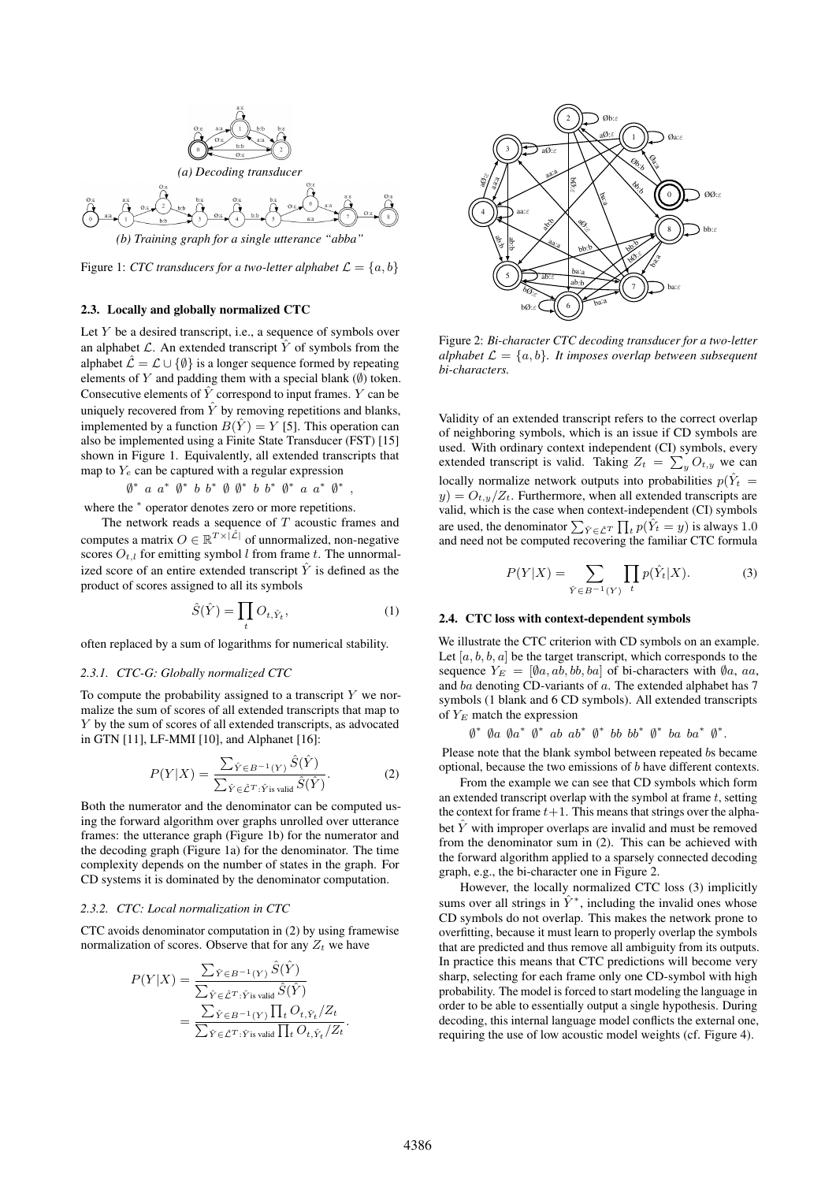*(a) Decoding transducer*

*(b) Training graph for a single utterance "abba"*

Figure 1: *CTC transducers for a two-letter alphabet $\mathcal{L} = \{a, b\}$*

### 2.3. Locally and globally normalized CTC

Let $Y$ be a desired transcript, i.e., a sequence of symbols over an alphabet $\mathcal{L}$. An extended transcript $\hat{Y}$ of symbols from the alphabet $\hat{\mathcal{L}} = \mathcal{L} \cup \{\emptyset\}$ is a longer sequence formed by repeating elements of $Y$ and padding them with a special blank ($\emptyset$) token. Consecutive elements of $\hat{Y}$ correspond to input frames. $Y$ can be uniquely recovered from $\hat{Y}$ by removing repetitions and blanks, implemented by a function $B(\hat{Y}) = Y$ [5]. This operation can also be implemented using a Finite State Transducer (FST) [15] shown in Figure 1. Equivalently, all extended transcripts that map to $Y_e$ can be captured with a regular expression

$$\emptyset^* \ a \ a^* \ \emptyset^* \ b \ b^* \ \emptyset \ \emptyset^* \ b \ b^* \ \emptyset^* \ a \ a^* \ \emptyset^* \ ,$$

where the $^*$ operator denotes zero or more repetitions.

The network reads a sequence of $T$ acoustic frames and computes a matrix $O \in \mathbb{R}^{T \times |\hat{\mathcal{L}}|}$ of unnormalized, non-negative scores $O_{t,l}$ for emitting symbol $l$ from frame $t$. The unnormalized score of an entire extended transcript $\hat{Y}$ is defined as the product of scores assigned to all its symbols

$$\hat{S}(\hat{Y}) = \prod_t O_{t,\hat{Y}_t}, \tag{1}$$

often replaced by a sum of logarithms for numerical stability.

#### 2.3.1. CTC-G: Globally normalized CTC

To compute the probability assigned to a transcript $Y$ we normalize the sum of scores of all extended transcripts that map to $Y$ by the sum of scores of all extended transcripts, as advocated in GTN [11], LF-MMI [10], and Alphanet [16]:

$$P(Y|X) = \frac{\sum_{\hat{Y} \in B^{-1}(Y)} \hat{S}(\hat{Y})}{\sum_{\hat{Y} \in \hat{\mathcal{L}}^T : \hat{Y} \text{is valid}} \hat{S}(\hat{Y})}. \tag{2}$$

Both the numerator and the denominator can be computed using the forward algorithm over graphs unrolled over utterance frames: the utterance graph (Figure 1b) for the numerator and the decoding graph (Figure 1a) for the denominator. The time complexity depends on the number of states in the graph. For CD systems it is dominated by the denominator computation.

#### 2.3.2. CTC: Local normalization in CTC

CTC avoids denominator computation in (2) by using framewise normalization of scores. Observe that for any $Z_t$ we have

$$\begin{aligned} P(Y|X) &= \frac{\sum_{\hat{Y} \in B^{-1}(Y)} \hat{S}(\hat{Y})}{\sum_{\hat{Y} \in \hat{\mathcal{L}}^T : \hat{Y} \text{is valid}} \hat{S}(\hat{Y})} \\ &= \frac{\sum_{\hat{Y} \in B^{-1}(Y)} \prod_t O_{t,\hat{Y}_t}/Z_t}{\sum_{\hat{Y} \in \hat{\mathcal{L}}^T : \hat{Y} \text{is valid}} \prod_t O_{t,\hat{Y}_t}/Z_t}. \end{aligned}$$

Figure 2: *Bi-character CTC decoding transducer for a two-letter alphabet $\mathcal{L} = \{a, b\}$. It imposes overlap between subsequent bi-characters.*

Validity of an extended transcript refers to the correct overlap of neighboring symbols, which is an issue if CD symbols are used. With ordinary context independent (CI) symbols, every extended transcript is valid. Taking $Z_t = \sum_y O_{t,y}$ we can locally normalize network outputs into probabilities $p(\hat{Y}_t = y) = O_{t,y}/Z_t$. Furthermore, when all extended transcripts are valid, which is the case when context-independent (CI) symbols are used, the denominator $\sum_{\hat{Y} \in \hat{\mathcal{L}}^T} \prod_t p(\hat{Y}_t = y)$ is always 1.0 and need not be computed recovering the familiar CTC formula

$$P(Y|X) = \sum_{\hat{Y} \in B^{-1}(Y)} \prod_t p(\hat{Y}_t|X). \tag{3}$$

### 2.4. CTC loss with context-dependent symbols

We illustrate the CTC criterion with CD symbols on an example. Let $[a, b, b, a]$ be the target transcript, which corresponds to the sequence $Y_E = [\emptyset a, ab, bb, ba]$ of bi-characters with $\emptyset a$, $aa$, and $ba$ denoting CD-variants of $a$. The extended alphabet has 7 symbols (1 blank and 6 CD symbols). All extended transcripts of $Y_E$ match the expression

$$\emptyset^* \ \emptyset a \ \emptyset a^* \ \emptyset^* \ ab \ ab^* \ \emptyset^* \ bb \ bb^* \ \emptyset^* \ ba \ ba^* \ \emptyset^*.$$

Please note that the blank symbol between repeated $b$s became optional, because the two emissions of $b$ have different contexts.

From the example we can see that CD symbols which form an extended transcript overlap with the symbol at frame $t$, setting the context for frame $t+1$. This means that strings over the alphabet $\hat{Y}$ with improper overlaps are invalid and must be removed from the denominator sum in (2). This can be achieved with the forward algorithm applied to a sparsely connected decoding graph, e.g., the bi-character one in Figure 2.

However, the locally normalized CTC loss (3) implicitly sums over all strings in $\hat{Y}^*$, including the invalid ones whose CD symbols do not overlap. This makes the network prone to overfitting, because it must learn to properly overlap the symbols that are predicted and thus remove all ambiguity from its outputs. In practice this means that CTC predictions will become very sharp, selecting for each frame only one CD-symbol with high probability. The model is forced to start modeling the language in order to be able to essentially output a single hypothesis. During decoding, this internal language model conflicts the external one, requiring the use of low acoustic model weights (cf. Figure 4).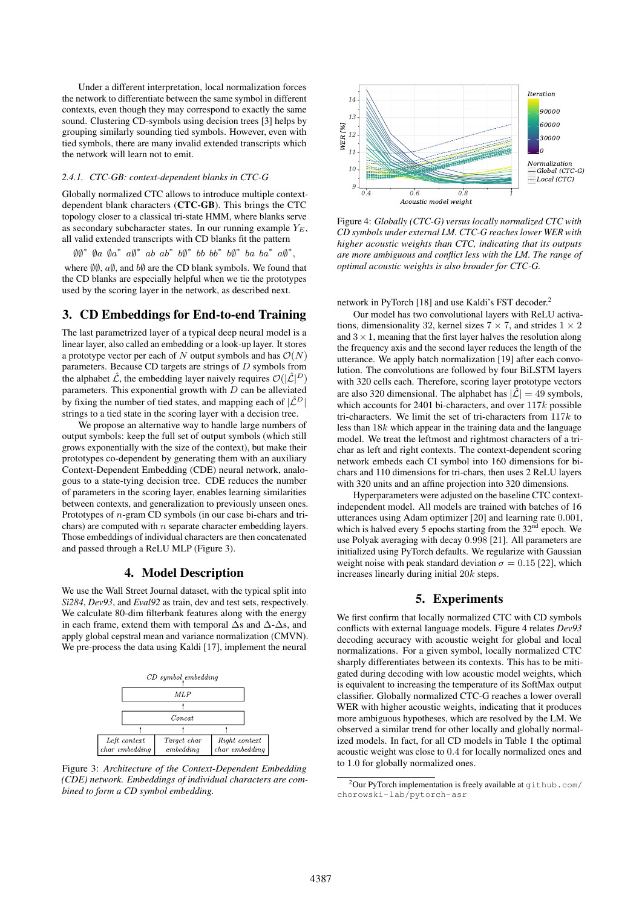Under a different interpretation, local normalization forces the network to differentiate between the same symbol in different contexts, even though they may correspond to exactly the same sound. Clustering CD-symbols using decision trees [3] helps by grouping similarly sounding tied symbols. However, even with tied symbols, there are many invalid extended transcripts which the network will learn not to emit.

#### 2.4.1. CTC-GB: context-dependent blanks in CTC-G

Globally normalized CTC allows to introduce multiple context-dependent blank characters (**CTC-GB**). This brings the CTC topology closer to a classical tri-state HMM, where blanks serve as secondary subcharacter states. In our running example $Y_E$, all valid extended transcripts with CD blanks fit the pattern

$$\emptyset\emptyset^* \ \emptyset a \ \emptyset a^* \ a\emptyset^* \ ab \ ab^* \ b\emptyset^* \ bb \ bb^* \ b\emptyset^* \ ba \ ba^* \ a\emptyset^*,$$

where $\emptyset\emptyset$, $a\emptyset$, and $b\emptyset$ are the CD blank symbols. We found that the CD blanks are especially helpful when we tie the prototypes used by the scoring layer in the network, as described next.

## 3. CD Embeddings for End-to-end Training

The last parametrized layer of a typical deep neural model is a linear layer, also called an embedding or a look-up layer. It stores a prototype vector per each of $N$ output symbols and has $\mathcal{O}(N)$ parameters. Because CD targets are strings of $D$ symbols from the alphabet $\hat{\mathcal{L}}$, the embedding layer naively requires $\mathcal{O}(|\hat{\mathcal{L}}|^D)$ parameters. This exponential growth with $D$ can be alleviated by fixing the number of tied states, and mapping each of $|\hat{\mathcal{L}}^D|$ strings to a tied state in the scoring layer with a decision tree.

We propose an alternative way to handle large numbers of output symbols: keep the full set of output symbols (which still grows exponentially with the size of the context), but make their prototypes co-dependent by generating them with an auxiliary Context-Dependent Embedding (CDE) neural network, analogous to a state-tying decision tree. CDE reduces the number of parameters in the scoring layer, enables learning similarities between contexts, and generalization to previously unseen ones. Prototypes of $n$-gram CD symbols (in our case bi-chars and tri-chars) are computed with $n$ separate character embedding layers. Those embeddings of individual characters are then concatenated and passed through a ReLU MLP (Figure 3).

## 4. Model Description

We use the Wall Street Journal dataset, with the typical split into *Si284*, *Dev93*, and *Eval92* as train, dev and test sets, respectively. We calculate 80-dim filterbank features along with the energy in each frame, extend them with temporal $\Delta$s and $\Delta$-$\Delta$s, and apply global cepstral mean and variance normalization (CMVN). We pre-process the data using Kaldi [17], implement the neural network in PyTorch [18] and use Kaldi's FST decoder.[2]

Figure 3: *Architecture of the Context-Dependent Embedding (CDE) network. Embeddings of individual characters are combined to form a CD symbol embedding.*

Figure 4: *Globally (CTC-G) versus locally normalized CTC with CD symbols under external LM. CTC-G reaches lower WER with higher acoustic weights than CTC, indicating that its outputs are more ambiguous and conflict less with the LM. The range of optimal acoustic weights is also broader for CTC-G.*

Our model has two convolutional layers with ReLU activations, dimensionality 32, kernel sizes $7 \times 7$, and strides $1 \times 2$ and $3 \times 1$, meaning that the first layer halves the resolution along the frequency axis and the second layer reduces the length of the utterance. We apply batch normalization [19] after each convolution. The convolutions are followed by four BiLSTM layers with 320 cells each. Therefore, scoring layer prototype vectors are also 320 dimensional. The alphabet has $|\hat{\mathcal{L}}| = 49$ symbols, which accounts for 2401 bi-characters, and over $117k$ possible tri-characters. We limit the set of tri-characters from $117k$ to less than $18k$ which appear in the training data and the language model. We treat the leftmost and rightmost characters of a tri-char as left and right contexts. The context-dependent scoring network embeds each CI symbol into 160 dimensions for bi-chars and 110 dimensions for tri-chars, then uses 2 ReLU layers with 320 units and an affine projection into 320 dimensions.

Hyperparameters were adjusted on the baseline CTC context-independent model. All models are trained with batches of 16 utterances using Adam optimizer [20] and learning rate 0.001, which is halved every 5 epochs starting from the 32nd epoch. We use Polyak averaging with decay 0.998 [21]. All parameters are initialized using PyTorch defaults. We regularize with Gaussian weight noise with peak standard deviation $\sigma = 0.15$ [22], which increases linearly during initial $20k$ steps.

## 5. Experiments

We first confirm that locally normalized CTC with CD symbols conflicts with external language models. Figure 4 relates *Dev93* decoding accuracy with acoustic weight for global and local normalizations. For a given symbol, locally normalized CTC sharply differentiates between its contexts. This has to be mitigated during decoding with low acoustic model weights, which is equivalent to increasing the temperature of its SoftMax output classifier. Globally normalized CTC-G reaches a lower overall WER with higher acoustic weights, indicating that it produces more ambiguous hypotheses, which are resolved by the LM. We observed a similar trend for other locally and globally normalized models. In fact, for all CD models in Table 1 the optimal acoustic weight was close to 0.4 for locally normalized ones and to 1.0 for globally normalized ones.

[2] Our PyTorch implementation is freely available at github.com/chorowski-lab/pytorch-asr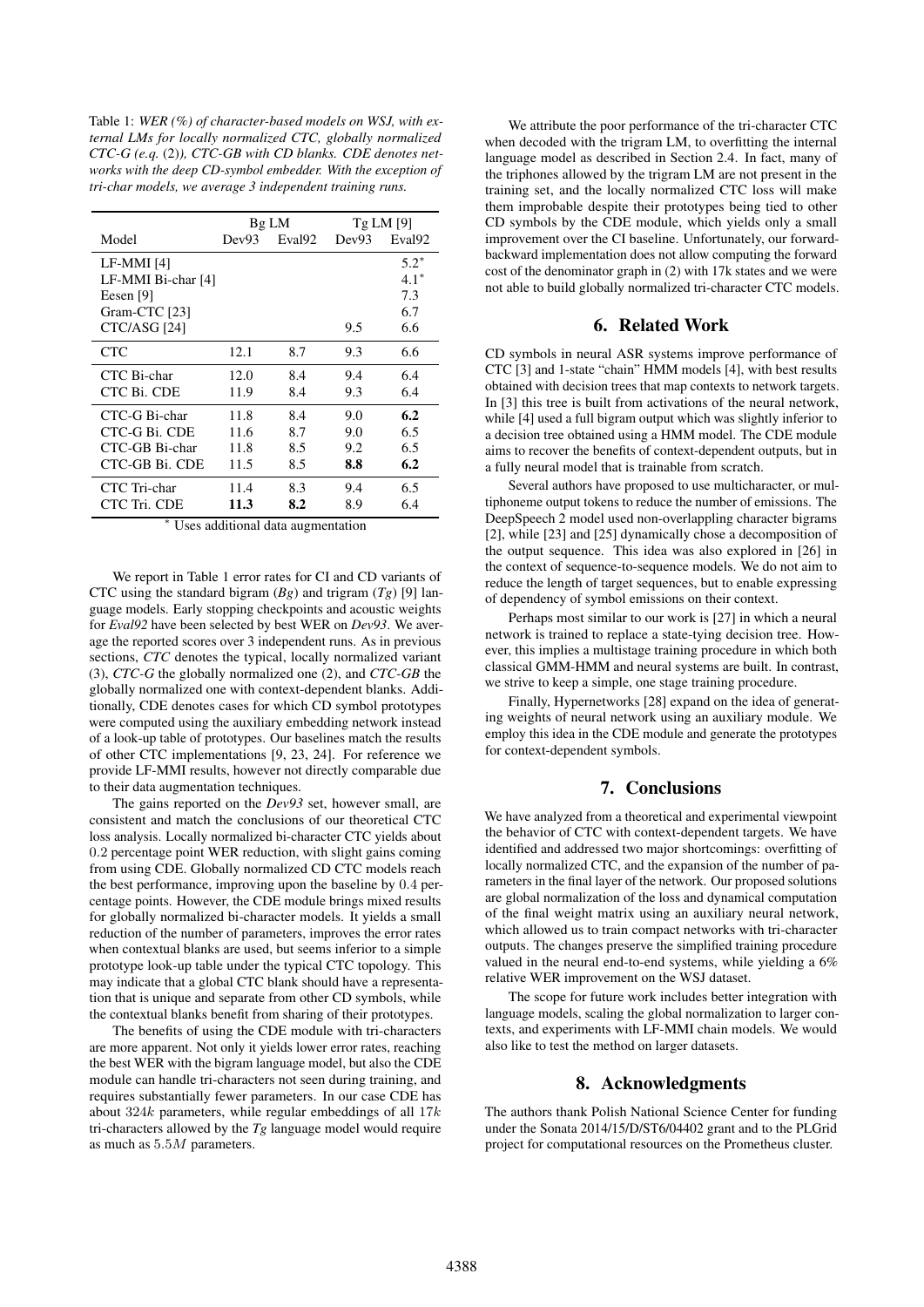Table 1: *WER (%) of character-based models on WSJ, with external LMs for locally normalized CTC, globally normalized CTC-G (e.q.* (2)*), CTC-GB with CD blanks. CDE denotes networks with the deep CD-symbol embedder. With the exception of tri-char models, we average 3 independent training runs.*

| | Bg LM | | Tg LM [9] | |
|---|---|---|---|---|
| Model | Dev93 | Eval92 | Dev93 | Eval92 |
| LF-MMI [4] | | | | 5.2* |
| LF-MMI Bi-char [4] | | | | 4.1* |
| Eesen [9] | | | | 7.3 |
| Gram-CTC [23] | | | | 6.7 |
| CTC/ASG [24] | | | 9.5 | 6.6 |
| CTC | 12.1 | 8.7 | 9.3 | 6.6 |
| CTC Bi-char | 12.0 | 8.4 | 9.4 | 6.4 |
| CTC Bi. CDE | 11.9 | 8.4 | 9.3 | 6.4 |
| CTC-G Bi-char | 11.8 | 8.4 | 9.0 | **6.2** |
| CTC-G Bi. CDE | 11.6 | 8.7 | 9.0 | 6.5 |
| CTC-GB Bi-char | 11.8 | 8.5 | 9.2 | 6.5 |
| CTC-GB Bi. CDE | 11.5 | 8.5 | **8.8** | **6.2** |
| CTC Tri-char | 11.4 | 8.3 | 9.4 | 6.5 |
| CTC Tri. CDE | **11.3** | **8.2** | 8.9 | 6.4 |

\* Uses additional data augmentation

We report in Table 1 error rates for CI and CD variants of CTC using the standard bigram (*Bg*) and trigram (*Tg*) [9] language models. Early stopping checkpoints and acoustic weights for *Eval92* have been selected by best WER on *Dev93*. We average the reported scores over 3 independent runs. As in previous sections, *CTC* denotes the typical, locally normalized variant (3), *CTC-G* the globally normalized one (2), and *CTC-GB* the globally normalized one with context-dependent blanks. Additionally, CDE denotes cases for which CD symbol prototypes were computed using the auxiliary embedding network instead of a look-up table of prototypes. Our baselines match the results of other CTC implementations [9, 23, 24]. For reference we provide LF-MMI results, however not directly comparable due to their data augmentation techniques.

The gains reported on the *Dev93* set, however small, are consistent and match the conclusions of our theoretical CTC loss analysis. Locally normalized bi-character CTC yields about $0.2$ percentage point WER reduction, with slight gains coming from using CDE. Globally normalized CD CTC models reach the best performance, improving upon the baseline by $0.4$ percentage points. However, the CDE module brings mixed results for globally normalized bi-character models. It yields a small reduction of the number of parameters, improves the error rates when contextual blanks are used, but seems inferior to a simple prototype look-up table under the typical CTC topology. This may indicate that a global CTC blank should have a representation that is unique and separate from other CD symbols, while the contextual blanks benefit from sharing of their prototypes.

The benefits of using the CDE module with tri-characters are more apparent. Not only it yields lower error rates, reaching the best WER with the bigram language model, but also the CDE module can handle tri-characters not seen during training, and requires substantially fewer parameters. In our case CDE has about $324k$ parameters, while regular embeddings of all $17k$ tri-characters allowed by the *Tg* language model would require as much as $5.5M$ parameters.

We attribute the poor performance of the tri-character CTC when decoded with the trigram LM, to overfitting the internal language model as described in Section 2.4. In fact, many of the triphones allowed by the trigram LM are not present in the training set, and the locally normalized CTC loss will make them improbable despite their prototypes being tied to other CD symbols by the CDE module, which yields only a small improvement over the CI baseline. Unfortunately, our forward-backward implementation does not allow computing the forward cost of the denominator graph in (2) with 17k states and we were not able to build globally normalized tri-character CTC models.

## 6. Related Work

CD symbols in neural ASR systems improve performance of CTC [3] and 1-state "chain" HMM models [4], with best results obtained with decision trees that map contexts to network targets. In [3] this tree is built from activations of the neural network, while [4] used a full bigram output which was slightly inferior to a decision tree obtained using a HMM model. The CDE module aims to recover the benefits of context-dependent outputs, but in a fully neural model that is trainable from scratch.

Several authors have proposed to use multicharacter, or multiphoneme output tokens to reduce the number of emissions. The DeepSpeech 2 model used non-overlapping character bigrams [2], while [23] and [25] dynamically chose a decomposition of the output sequence. This idea was also explored in [26] in the context of sequence-to-sequence models. We do not aim to reduce the length of target sequences, but to enable expressing of dependency of symbol emissions on their context.

Perhaps most similar to our work is [27] in which a neural network is trained to replace a state-tying decision tree. However, this implies a multistage training procedure in which both classical GMM-HMM and neural systems are built. In contrast, we strive to keep a simple, one stage training procedure.

Finally, Hypernetworks [28] expand on the idea of generating weights of neural network using an auxiliary module. We employ this idea in the CDE module and generate the prototypes for context-dependent symbols.

## 7. Conclusions

We have analyzed from a theoretical and experimental viewpoint the behavior of CTC with context-dependent targets. We have identified and addressed two major shortcomings: overfitting of locally normalized CTC, and the expansion of the number of parameters in the final layer of the network. Our proposed solutions are global normalization of the loss and dynamical computation of the final weight matrix using an auxiliary neural network, which allowed us to train compact networks with tri-character outputs. The changes preserve the simplified training procedure valued in the neural end-to-end systems, while yielding a 6% relative WER improvement on the WSJ dataset.

The scope for future work includes better integration with language models, scaling the global normalization to larger contexts, and experiments with LF-MMI chain models. We would also like to test the method on larger datasets.

## 8. Acknowledgments

The authors thank Polish National Science Center for funding under the Sonata 2014/15/D/ST6/04402 grant and to the PLGrid project for computational resources on the Prometheus cluster.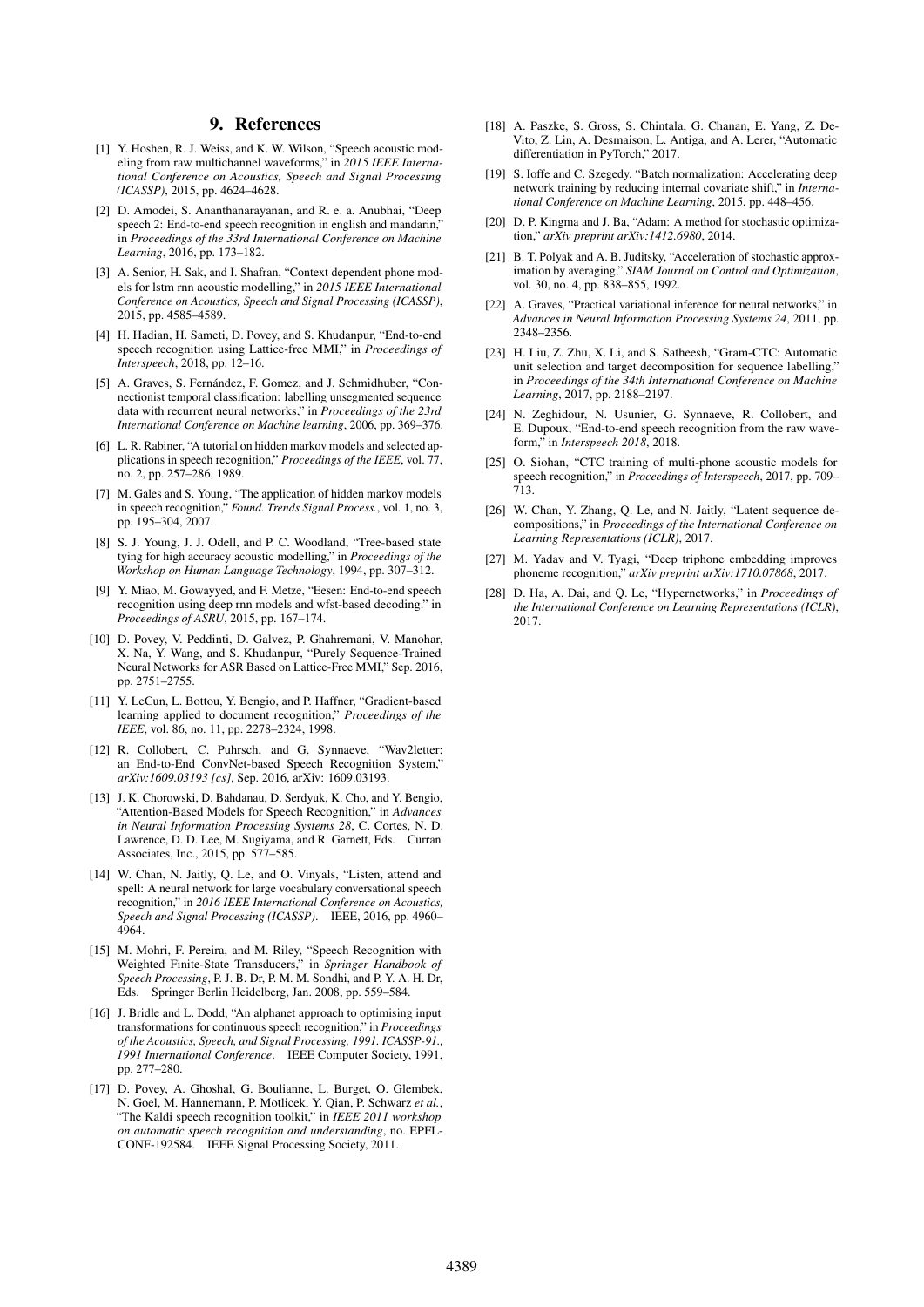## 9. References

[1] Y. Hoshen, R. J. Weiss, and K. W. Wilson, "Speech acoustic modeling from raw multichannel waveforms," in *2015 IEEE International Conference on Acoustics, Speech and Signal Processing (ICASSP)*, 2015, pp. 4624–4628.

[2] D. Amodei, S. Ananthanarayanan, and R. e. a. Anubhai, "Deep speech 2: End-to-end speech recognition in english and mandarin," in *Proceedings of the 33rd International Conference on Machine Learning*, 2016, pp. 173–182.

[3] A. Senior, H. Sak, and I. Shafran, "Context dependent phone models for lstm rnn acoustic modelling," in *2015 IEEE International Conference on Acoustics, Speech and Signal Processing (ICASSP)*, 2015, pp. 4585–4589.

[4] H. Hadian, H. Sameti, D. Povey, and S. Khudanpur, "End-to-end speech recognition using Lattice-free MMI," in *Proceedings of Interspeech*, 2018, pp. 12–16.

[5] A. Graves, S. Fernández, F. Gomez, and J. Schmidhuber, "Connectionist temporal classification: labelling unsegmented sequence data with recurrent neural networks," in *Proceedings of the 23rd International Conference on Machine learning*, 2006, pp. 369–376.

[6] L. R. Rabiner, "A tutorial on hidden markov models and selected applications in speech recognition," *Proceedings of the IEEE*, vol. 77, no. 2, pp. 257–286, 1989.

[7] M. Gales and S. Young, "The application of hidden markov models in speech recognition," *Found. Trends Signal Process.*, vol. 1, no. 3, pp. 195–304, 2007.

[8] S. J. Young, J. J. Odell, and P. C. Woodland, "Tree-based state tying for high accuracy acoustic modelling," in *Proceedings of the Workshop on Human Language Technology*, 1994, pp. 307–312.

[9] Y. Miao, M. Gowayyed, and F. Metze, "Eesen: End-to-end speech recognition using deep rnn models and wfst-based decoding." in *Proceedings of ASRU*, 2015, pp. 167–174.

[10] D. Povey, V. Peddinti, D. Galvez, P. Ghahremani, V. Manohar, X. Na, Y. Wang, and S. Khudanpur, "Purely Sequence-Trained Neural Networks for ASR Based on Lattice-Free MMI," Sep. 2016, pp. 2751–2755.

[11] Y. LeCun, L. Bottou, Y. Bengio, and P. Haffner, "Gradient-based learning applied to document recognition," *Proceedings of the IEEE*, vol. 86, no. 11, pp. 2278–2324, 1998.

[12] R. Collobert, C. Puhrsch, and G. Synnaeve, "Wav2letter: an End-to-End ConvNet-based Speech Recognition System," *arXiv:1609.03193 [cs]*, Sep. 2016, arXiv: 1609.03193.

[13] J. K. Chorowski, D. Bahdanau, D. Serdyuk, K. Cho, and Y. Bengio, "Attention-Based Models for Speech Recognition," in *Advances in Neural Information Processing Systems 28*, C. Cortes, N. D. Lawrence, D. D. Lee, M. Sugiyama, and R. Garnett, Eds. Curran Associates, Inc., 2015, pp. 577–585.

[14] W. Chan, N. Jaitly, Q. Le, and O. Vinyals, "Listen, attend and spell: A neural network for large vocabulary conversational speech recognition," in *2016 IEEE International Conference on Acoustics, Speech and Signal Processing (ICASSP)*. IEEE, 2016, pp. 4960–4964.

[15] M. Mohri, F. Pereira, and M. Riley, "Speech Recognition with Weighted Finite-State Transducers," in *Springer Handbook of Speech Processing*, P. J. B. Dr, P. M. M. Sondhi, and P. Y. A. H. Dr, Eds. Springer Berlin Heidelberg, Jan. 2008, pp. 559–584.

[16] J. Bridle and L. Dodd, "An alphanet approach to optimising input transformations for continuous speech recognition," in *Proceedings of the Acoustics, Speech, and Signal Processing, 1991. ICASSP-91., 1991 International Conference*. IEEE Computer Society, 1991, pp. 277–280.

[17] D. Povey, A. Ghoshal, G. Boulianne, L. Burget, O. Glembek, N. Goel, M. Hannemann, P. Motlicek, Y. Qian, P. Schwarz *et al.*, "The Kaldi speech recognition toolkit," in *IEEE 2011 workshop on automatic speech recognition and understanding*, no. EPFL-CONF-192584. IEEE Signal Processing Society, 2011.

[18] A. Paszke, S. Gross, S. Chintala, G. Chanan, E. Yang, Z. DeVito, Z. Lin, A. Desmaison, L. Antiga, and A. Lerer, "Automatic differentiation in PyTorch," 2017.

[19] S. Ioffe and C. Szegedy, "Batch normalization: Accelerating deep network training by reducing internal covariate shift," in *International Conference on Machine Learning*, 2015, pp. 448–456.

[20] D. P. Kingma and J. Ba, "Adam: A method for stochastic optimization," *arXiv preprint arXiv:1412.6980*, 2014.

[21] B. T. Polyak and A. B. Juditsky, "Acceleration of stochastic approximation by averaging," *SIAM Journal on Control and Optimization*, vol. 30, no. 4, pp. 838–855, 1992.

[22] A. Graves, "Practical variational inference for neural networks," in *Advances in Neural Information Processing Systems 24*, 2011, pp. 2348–2356.

[23] H. Liu, Z. Zhu, X. Li, and S. Satheesh, "Gram-CTC: Automatic unit selection and target decomposition for sequence labelling," in *Proceedings of the 34th International Conference on Machine Learning*, 2017, pp. 2188–2197.

[24] N. Zeghidour, N. Usunier, G. Synnaeve, R. Collobert, and E. Dupoux, "End-to-end speech recognition from the raw waveform," in *Interspeech 2018*, 2018.

[25] O. Siohan, "CTC training of multi-phone acoustic models for speech recognition," in *Proceedings of Interspeech*, 2017, pp. 709–713.

[26] W. Chan, Y. Zhang, Q. Le, and N. Jaitly, "Latent sequence decompositions," in *Proceedings of the International Conference on Learning Representations (ICLR)*, 2017.

[27] M. Yadav and V. Tyagi, "Deep triphone embedding improves phoneme recognition," *arXiv preprint arXiv:1710.07868*, 2017.

[28] D. Ha, A. Dai, and Q. Le, "Hypernetworks," in *Proceedings of the International Conference on Learning Representations (ICLR)*, 2017.